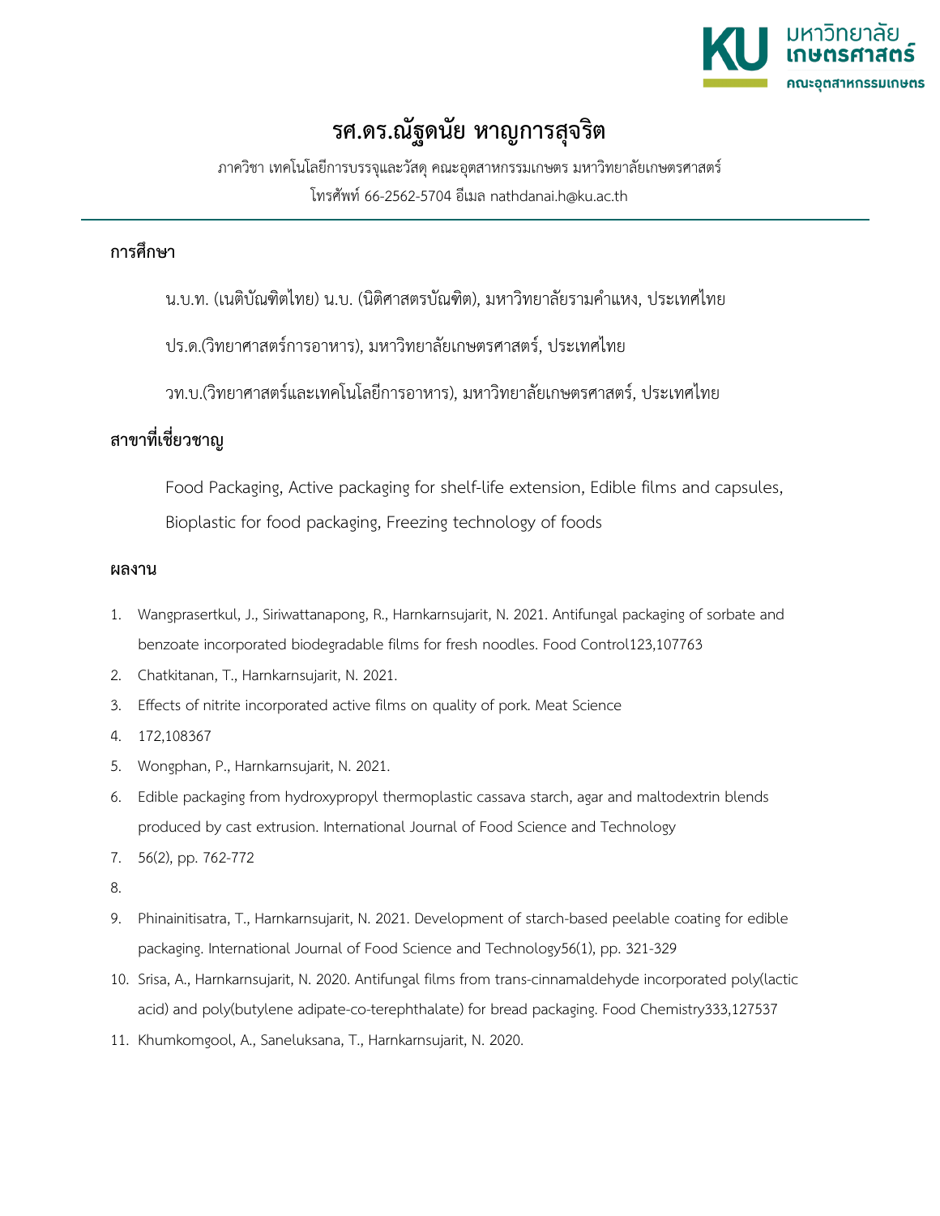# รศ.ดร.ณัฐดนัย หาญการสุจริต

ภาควิชา เทคโนโลยีการบรรจุและวัสดุ คณะอุตสาหกรรมเกษตร มหาวิทยาลัยเกษตรศาสตร์

โทรศัพท์ 66-2562-5704 อีเมล nathdanai.h@ku.ac.th

## การศึกษา

น.บ.ท. (เนติบัณฑิตไทย) น.บ. (นิติศาสตรบัณฑิต), มหาวิทยาลัยรามคำแหง, ประเทศไทย

ปร.ด.(วิทยาศาสตร์การอาหาร), มหาวิทยาลัยเกษตรศาสตร์, ประเทศไทย

วท.บ.(วิทยาศาสตร์และเทคโนโลยีการอาหาร), มหาวิทยาลัยเกษตรศาสตร์, ประเทศไทย

## สาขาที่เชี่ยวชาญ

Food Packaging, Active packaging for shelf-life extension, Edible films and capsules, Bioplastic for food packaging, Freezing technology of foods

## ผลงาน

1. Wangprasertkul, J., Siriwattanapong, R., Harnkarnsujarit, N. 2021. Antifungal packaging of sorbate and benzoate incorporated biodegradable films for fresh noodles. Food Control123,107763
2. Chatkitanan, T., Harnkarnsujarit, N. 2021.
3. Effects of nitrite incorporated active films on quality of pork. Meat Science
4. 172,108367
5. Wongphan, P., Harnkarnsujarit, N. 2021.
6. Edible packaging from hydroxypropyl thermoplastic cassava starch, agar and maltodextrin blends produced by cast extrusion. International Journal of Food Science and Technology
7. 56(2), pp. 762-772
8. 
9. Phinainitisatra, T., Harnkarnsujarit, N. 2021. Development of starch-based peelable coating for edible packaging. International Journal of Food Science and Technology56(1), pp. 321-329
10. Srisa, A., Harnkarnsujarit, N. 2020. Antifungal films from trans-cinnamaldehyde incorporated poly(lactic acid) and poly(butylene adipate-co-terephthalate) for bread packaging. Food Chemistry333,127537
11. Khumkomgool, A., Saneluksana, T., Harnkarnsujarit, N. 2020.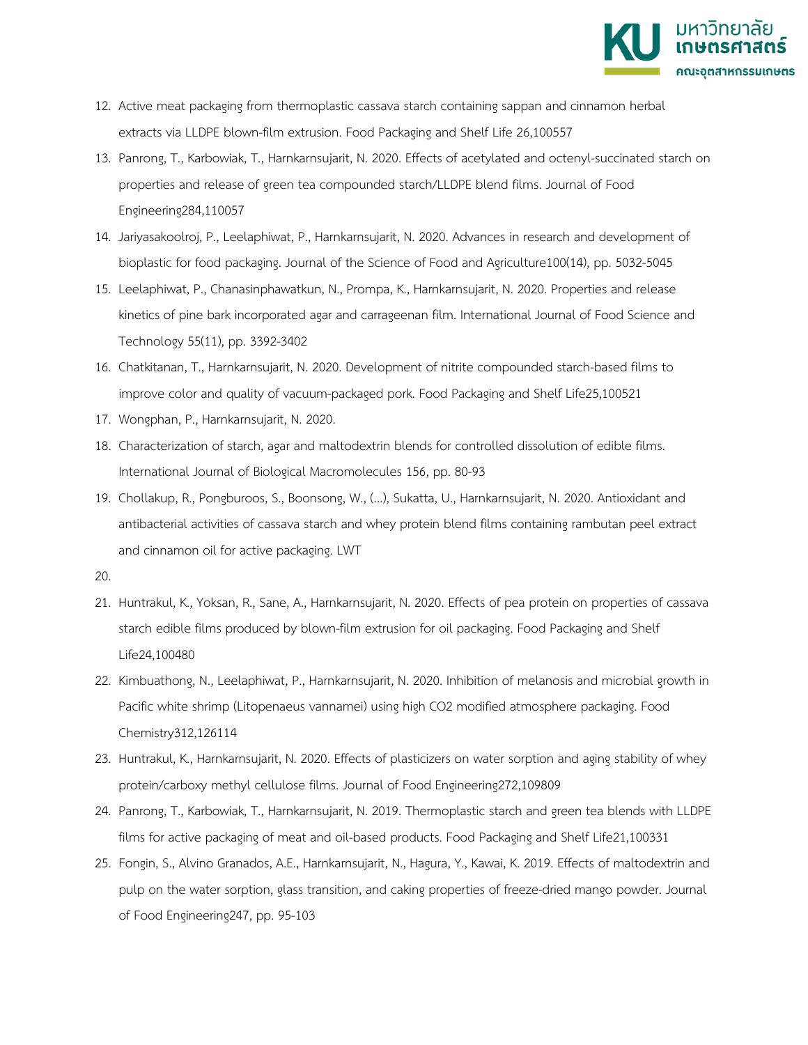12. Active meat packaging from thermoplastic cassava starch containing sappan and cinnamon herbal extracts via LLDPE blown-film extrusion. Food Packaging and Shelf Life 26,100557
13. Panrong, T., Karbowiak, T., Harnkarnsujarit, N. 2020. Effects of acetylated and octenyl-succinated starch on properties and release of green tea compounded starch/LLDPE blend films. Journal of Food Engineering284,110057
14. Jariyasakoolroj, P., Leelaphiwat, P., Harnkarnsujarit, N. 2020. Advances in research and development of bioplastic for food packaging. Journal of the Science of Food and Agriculture100(14), pp. 5032-5045
15. Leelaphiwat, P., Chanasinphawatkun, N., Prompa, K., Harnkarnsujarit, N. 2020. Properties and release kinetics of pine bark incorporated agar and carrageenan film. International Journal of Food Science and Technology 55(11), pp. 3392-3402
16. Chatkitanan, T., Harnkarnsujarit, N. 2020. Development of nitrite compounded starch-based films to improve color and quality of vacuum-packaged pork. Food Packaging and Shelf Life25,100521
17. Wongphan, P., Harnkarnsujarit, N. 2020.
18. Characterization of starch, agar and maltodextrin blends for controlled dissolution of edible films. International Journal of Biological Macromolecules 156, pp. 80-93
19. Chollakup, R., Pongburoos, S., Boonsong, W., (...), Sukatta, U., Harnkarnsujarit, N. 2020. Antioxidant and antibacterial activities of cassava starch and whey protein blend films containing rambutan peel extract and cinnamon oil for active packaging. LWT
20. 
21. Huntrakul, K., Yoksan, R., Sane, A., Harnkarnsujarit, N. 2020. Effects of pea protein on properties of cassava starch edible films produced by blown-film extrusion for oil packaging. Food Packaging and Shelf Life24,100480
22. Kimbuathong, N., Leelaphiwat, P., Harnkarnsujarit, N. 2020. Inhibition of melanosis and microbial growth in Pacific white shrimp (Litopenaeus vannamei) using high CO2 modified atmosphere packaging. Food Chemistry312,126114
23. Huntrakul, K., Harnkarnsujarit, N. 2020. Effects of plasticizers on water sorption and aging stability of whey protein/carboxy methyl cellulose films. Journal of Food Engineering272,109809
24. Panrong, T., Karbowiak, T., Harnkarnsujarit, N. 2019. Thermoplastic starch and green tea blends with LLDPE films for active packaging of meat and oil-based products. Food Packaging and Shelf Life21,100331
25. Fongin, S., Alvino Granados, A.E., Harnkarnsujarit, N., Hagura, Y., Kawai, K. 2019. Effects of maltodextrin and pulp on the water sorption, glass transition, and caking properties of freeze-dried mango powder. Journal of Food Engineering247, pp. 95-103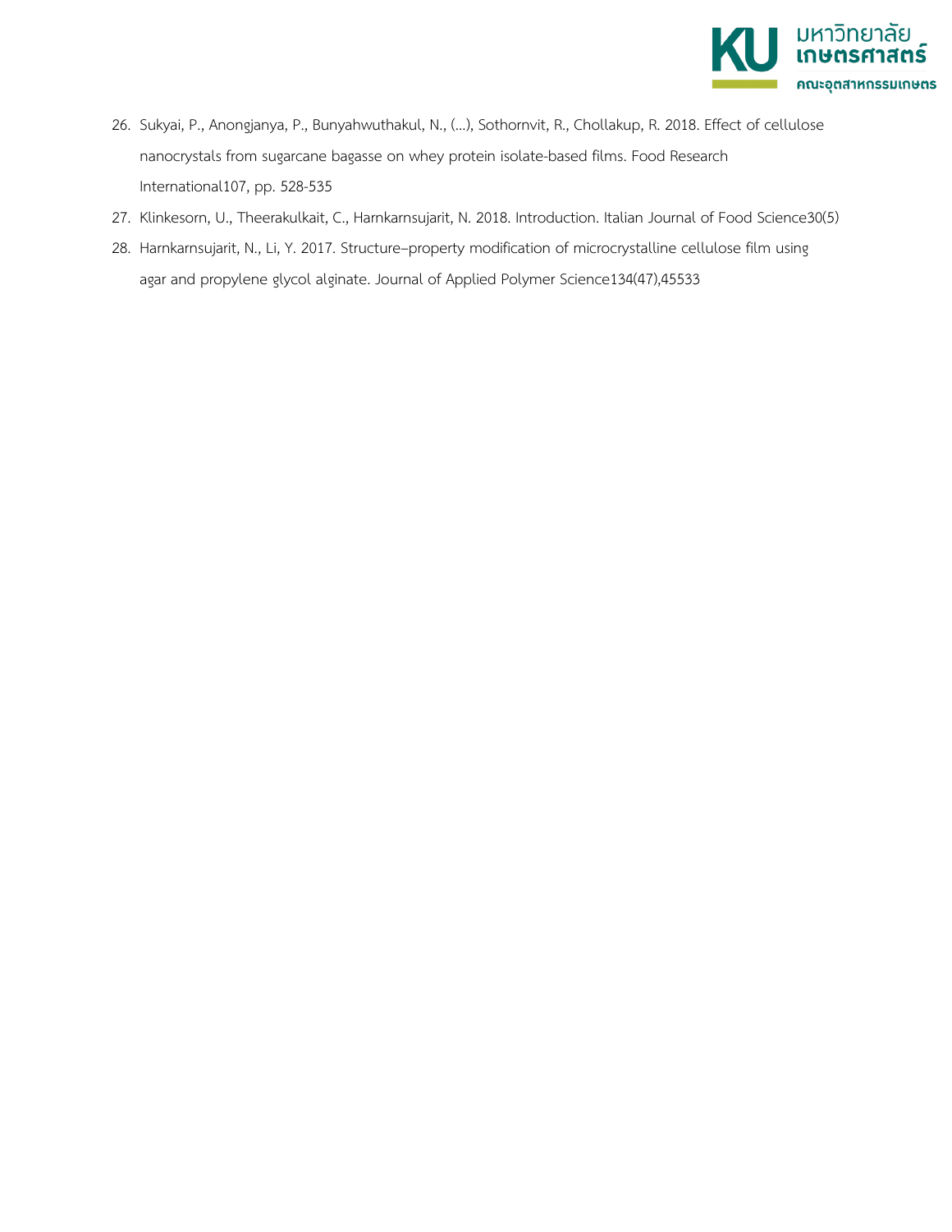26. Sukyai, P., Anongjanya, P., Bunyahwuthakul, N., (...), Sothornvit, R., Chollakup, R. 2018. Effect of cellulose nanocrystals from sugarcane bagasse on whey protein isolate-based films. Food Research International107, pp. 528-535
27. Klinkesorn, U., Theerakulkait, C., Harnkarnsujarit, N. 2018. Introduction. Italian Journal of Food Science30(5)
28. Harnkarnsujarit, N., Li, Y. 2017. Structure–property modification of microcrystalline cellulose film using agar and propylene glycol alginate. Journal of Applied Polymer Science134(47),45533